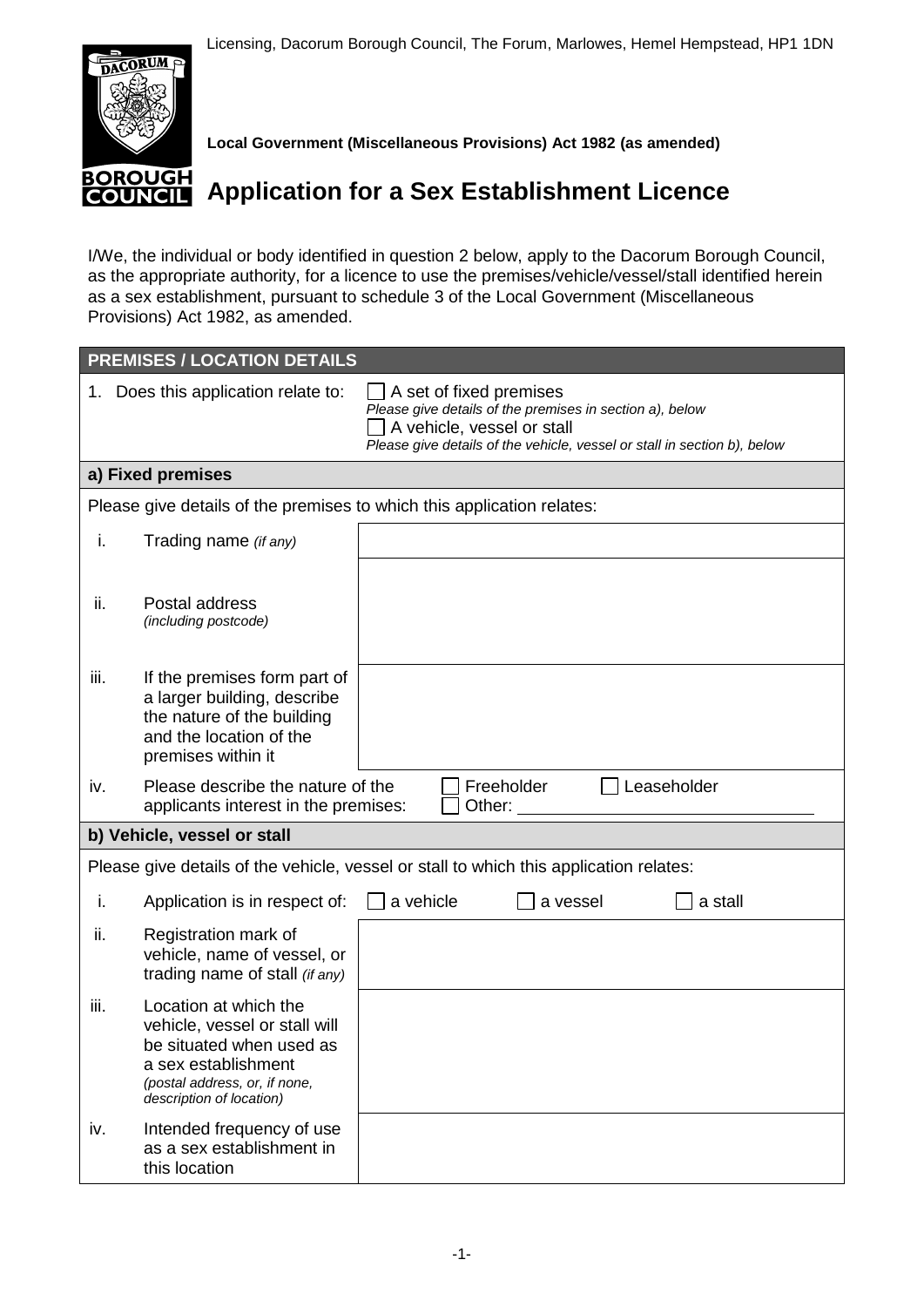Licensing, Dacorum Borough Council, The Forum, Marlowes, Hemel Hempstead, HP1 1DN

**Local Government (Miscellaneous Provisions) Act 1982 (as amended)**

# Application for a Sex Establishment Licence

I/We, the individual or body identified in question 2 below, apply to the Dacorum Borough Council, as the appropriate authority, for a licence to use the premises/vehicle/vessel/stall identified herein as a sex establishment, pursuant to schedule 3 of the Local Government (Miscellaneous Provisions) Act 1982, as amended.

| **PREMISES / LOCATION DETAILS** | | |
|---|---|---|
| 1. | Does this application relate to: | ☐ A set of fixed premises *Please give details of the premises in section a), below* ☐ A vehicle, vessel or stall *Please give details of the vehicle, vessel or stall in section b), below* |
| **a) Fixed premises** | | |
| Please give details of the premises to which this application relates: | | |
| i. | Trading name *(if any)* | |
| ii. | Postal address *(including postcode)* | |
| iii. | If the premises form part of a larger building, describe the nature of the building and the location of the premises within it | |
| iv. | Please describe the nature of the applicants interest in the premises: | ☐ Freeholder ☐ Leaseholder ☐ Other: ______ |
| **b) Vehicle, vessel or stall** | | |
| Please give details of the vehicle, vessel or stall to which this application relates: | | |
| i. | Application is in respect of: | ☐ a vehicle ☐ a vessel ☐ a stall |
| ii. | Registration mark of vehicle, name of vessel, or trading name of stall *(if any)* | |
| iii. | Location at which the vehicle, vessel or stall will be situated when used as a sex establishment *(postal address, or, if none, description of location)* | |
| iv. | Intended frequency of use as a sex establishment in this location | |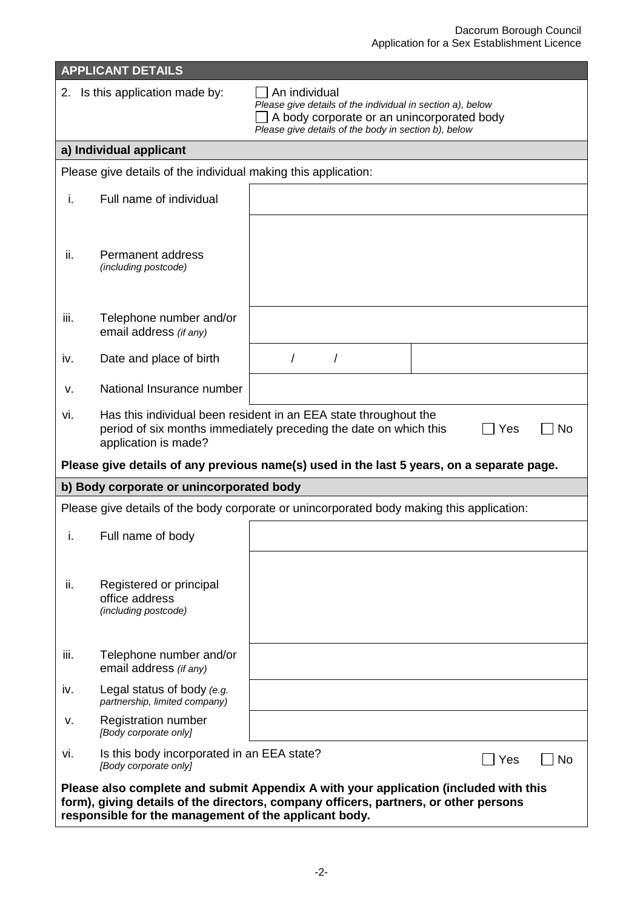## APPLICANT DETAILS

2. Is this application made by:

☐ An individual
*Please give details of the individual in section a), below*

☐ A body corporate or an unincorporated body
*Please give details of the body in section b), below*

### a) Individual applicant

Please give details of the individual making this application:

| | | |
|---|---|---|
| i. | Full name of individual | |
| ii. | Permanent address *(including postcode)* | |
| iii. | Telephone number and/or email address *(if any)* | |
| iv. | Date and place of birth | / / |
| v. | National Insurance number | |

vi. Has this individual been resident in an EEA state throughout the period of six months immediately preceding the date on which this application is made? ☐ Yes ☐ No

**Please give details of any previous name(s) used in the last 5 years, on a separate page.**

### b) Body corporate or unincorporated body

Please give details of the body corporate or unincorporated body making this application:

| | | |
|---|---|---|
| i. | Full name of body | |
| ii. | Registered or principal office address *(including postcode)* | |
| iii. | Telephone number and/or email address *(if any)* | |
| iv. | Legal status of body *(e.g. partnership, limited company)* | |
| v. | Registration number *[Body corporate only]* | |

vi. Is this body incorporated in an EEA state? *[Body corporate only]* ☐ Yes ☐ No

**Please also complete and submit Appendix A with your application (included with this form), giving details of the directors, company officers, partners, or other persons responsible for the management of the applicant body.**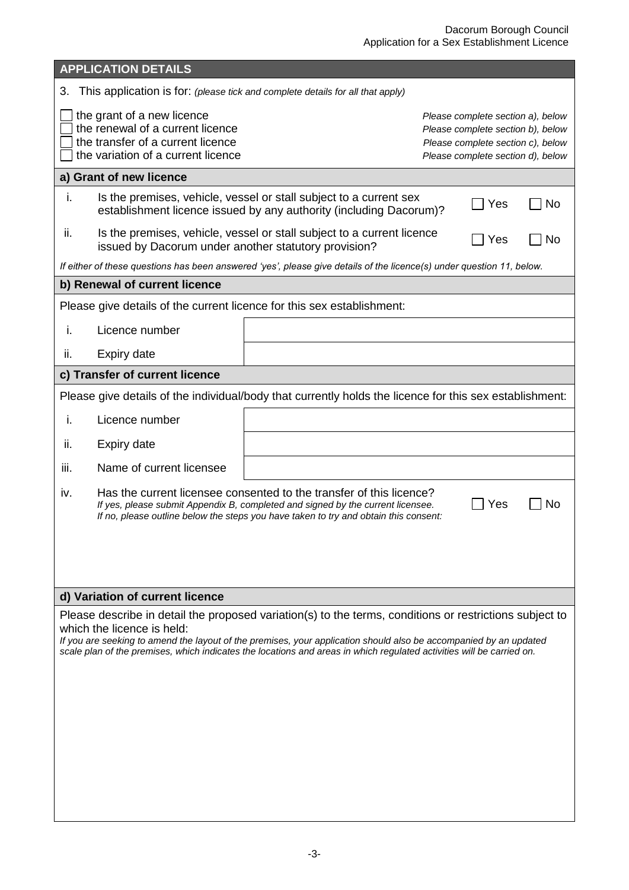## APPLICATION DETAILS

3. This application is for: *(please tick and complete details for all that apply)*

- ☐ the grant of a new licence — *Please complete section a), below*
- ☐ the renewal of a current licence — *Please complete section b), below*
- ☐ the transfer of a current licence — *Please complete section c), below*
- ☐ the variation of a current licence — *Please complete section d), below*

### a) Grant of new licence

i. Is the premises, vehicle, vessel or stall subject to a current sex establishment licence issued by any authority (including Dacorum)? ☐ Yes ☐ No

ii. Is the premises, vehicle, vessel or stall subject to a current licence issued by Dacorum under another statutory provision? ☐ Yes ☐ No

*If either of these questions has been answered 'yes', please give details of the licence(s) under question 11, below.*

### b) Renewal of current licence

Please give details of the current licence for this sex establishment:

| | | |
|---|---|---|
| i. | Licence number | |
| ii. | Expiry date | |

### c) Transfer of current licence

Please give details of the individual/body that currently holds the licence for this sex establishment:

| | | |
|---|---|---|
| i. | Licence number | |
| ii. | Expiry date | |
| iii. | Name of current licensee | |

iv. Has the current licensee consented to the transfer of this licence? ☐ Yes ☐ No
*If yes, please submit Appendix B, completed and signed by the current licensee.*
*If no, please outline below the steps you have taken to try and obtain this consent:*

### d) Variation of current licence

Please describe in detail the proposed variation(s) to the terms, conditions or restrictions subject to which the licence is held:
*If you are seeking to amend the layout of the premises, your application should also be accompanied by an updated scale plan of the premises, which indicates the locations and areas in which regulated activities will be carried on.*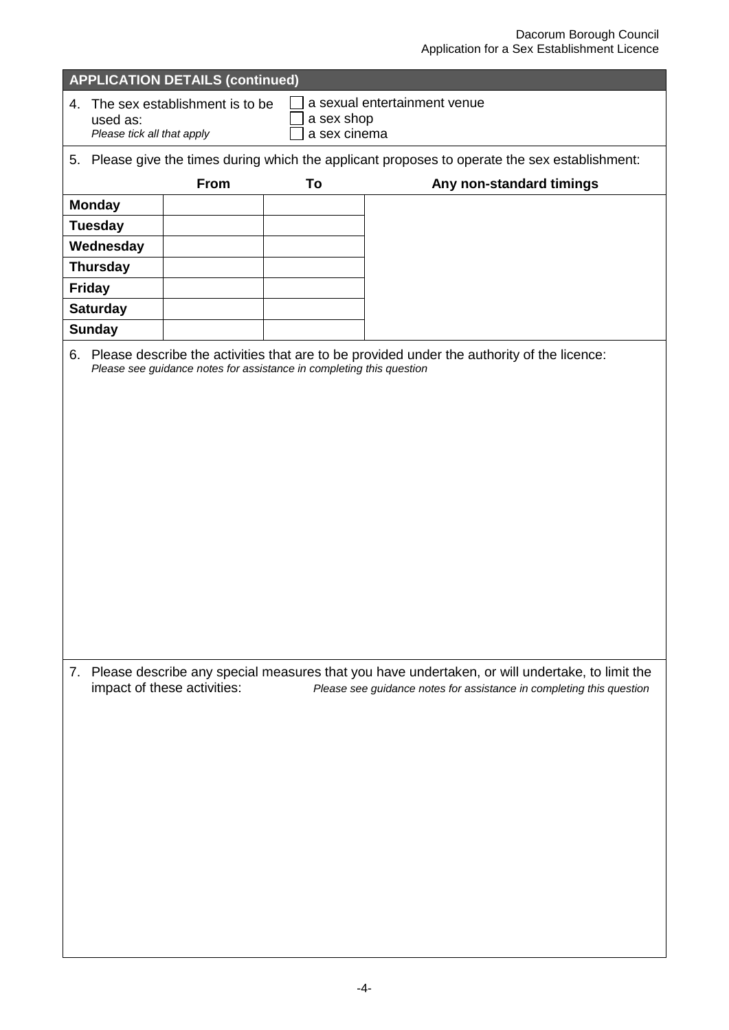## APPLICATION DETAILS (continued)

4. The sex establishment is to be used as:
*Please tick all that apply*

- ☐ a sexual entertainment venue
- ☐ a sex shop
- ☐ a sex cinema

5. Please give the times during which the applicant proposes to operate the sex establishment:

| | From | To | Any non-standard timings |
|---|---|---|---|
| **Monday** | | | |
| **Tuesday** | | | |
| **Wednesday** | | | |
| **Thursday** | | | |
| **Friday** | | | |
| **Saturday** | | | |
| **Sunday** | | | |

6. Please describe the activities that are to be provided under the authority of the licence:
*Please see guidance notes for assistance in completing this question*

7. Please describe any special measures that you have undertaken, or will undertake, to limit the impact of these activities: *Please see guidance notes for assistance in completing this question*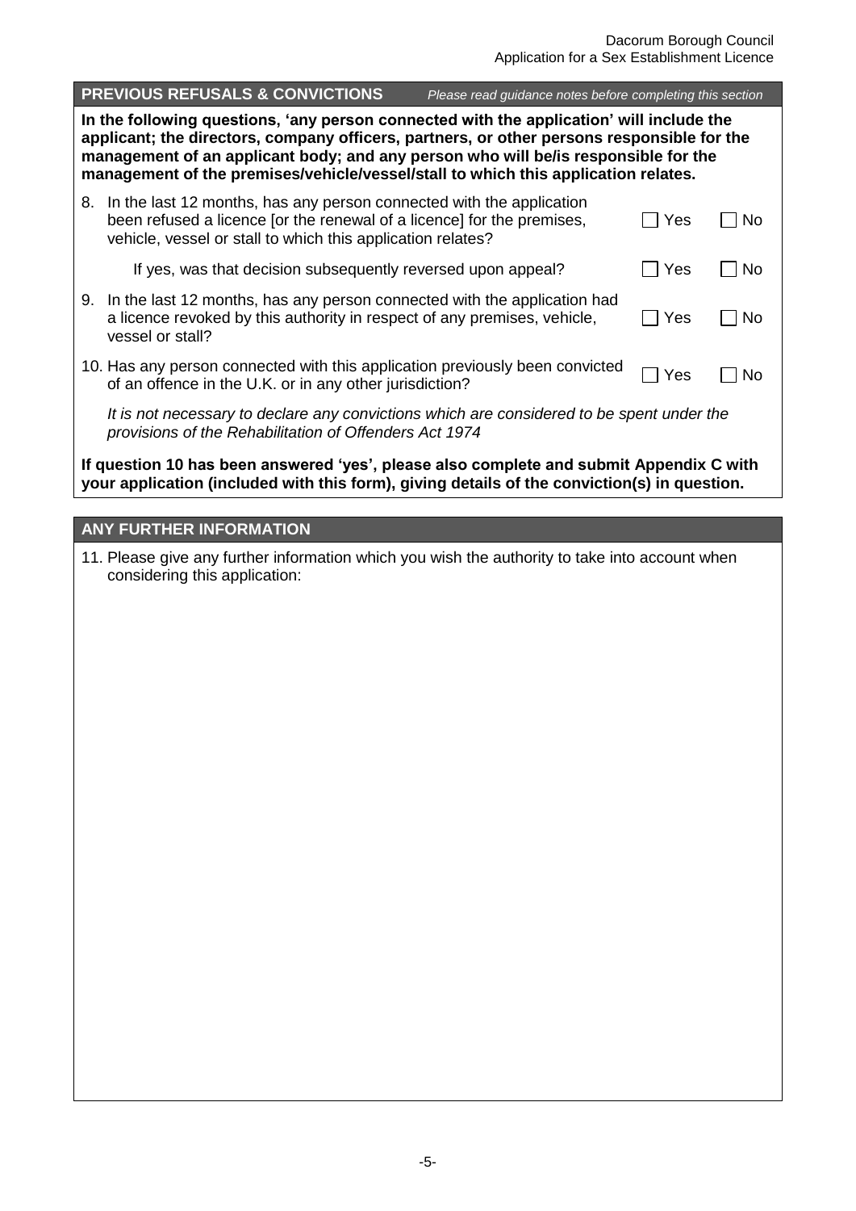## PREVIOUS REFUSALS & CONVICTIONS

*Please read guidance notes before completing this section*

**In the following questions, 'any person connected with the application' will include the applicant; the directors, company officers, partners, or other persons responsible for the management of an applicant body; and any person who will be/is responsible for the management of the premises/vehicle/vessel/stall to which this application relates.**

8. In the last 12 months, has any person connected with the application been refused a licence [or the renewal of a licence] for the premises, vehicle, vessel or stall to which this application relates? ☐ Yes ☐ No

   If yes, was that decision subsequently reversed upon appeal? ☐ Yes ☐ No

9. In the last 12 months, has any person connected with the application had a licence revoked by this authority in respect of any premises, vehicle, vessel or stall? ☐ Yes ☐ No

10. Has any person connected with this application previously been convicted of an offence in the U.K. or in any other jurisdiction? ☐ Yes ☐ No

    *It is not necessary to declare any convictions which are considered to be spent under the provisions of the Rehabilitation of Offenders Act 1974*

**If question 10 has been answered 'yes', please also complete and submit Appendix C with your application (included with this form), giving details of the conviction(s) in question.**

## ANY FURTHER INFORMATION

11. Please give any further information which you wish the authority to take into account when considering this application: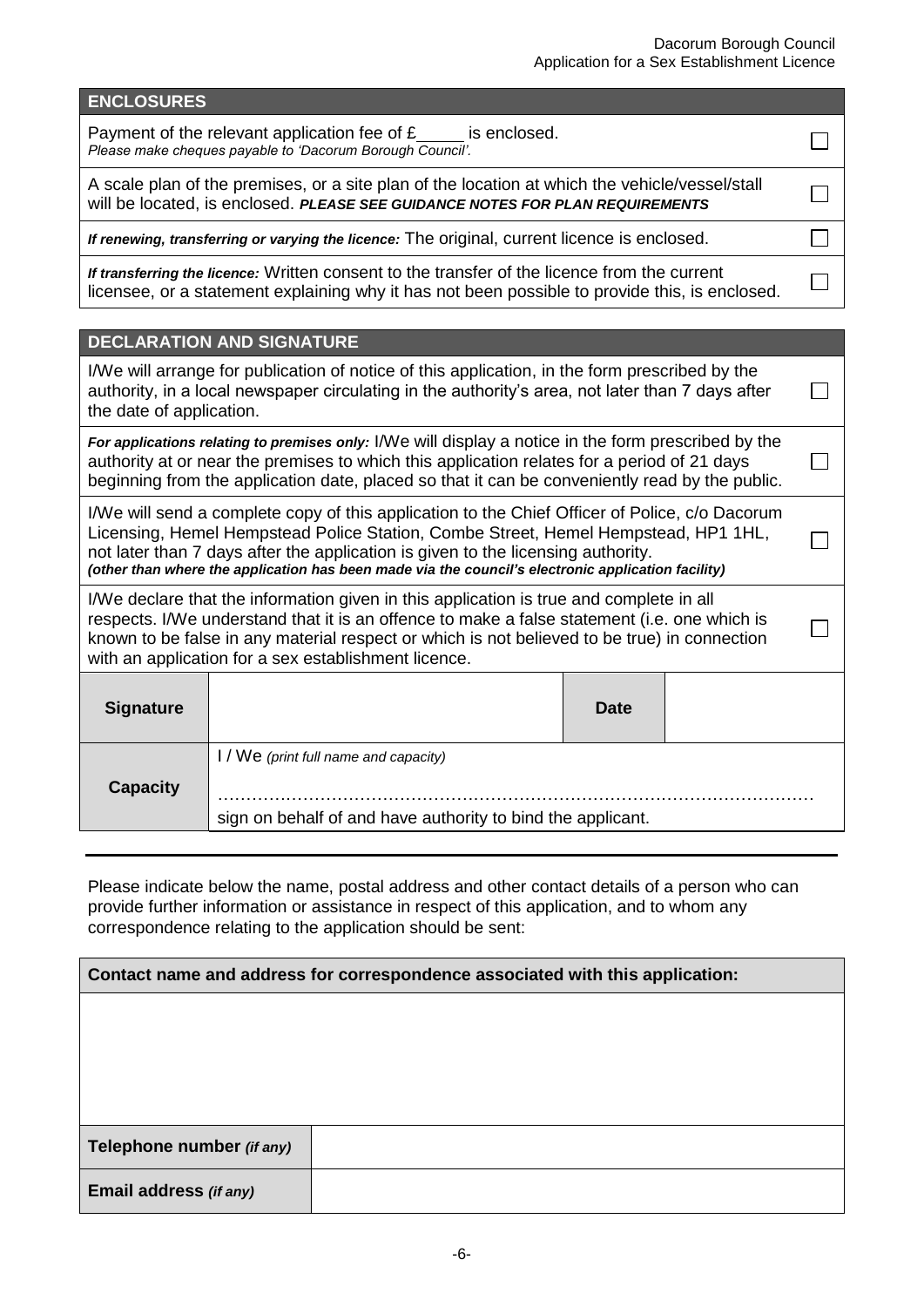## ENCLOSURES

| | |
|---|---|
| Payment of the relevant application fee of £\_\_\_\_\_ is enclosed. *Please make cheques payable to 'Dacorum Borough Council'.* | ☐ |
| A scale plan of the premises, or a site plan of the location at which the vehicle/vessel/stall will be located, is enclosed. ***PLEASE SEE GUIDANCE NOTES FOR PLAN REQUIREMENTS*** | ☐ |
| ***If renewing, transferring or varying the licence:*** The original, current licence is enclosed. | ☐ |
| ***If transferring the licence:*** Written consent to the transfer of the licence from the current licensee, or a statement explaining why it has not been possible to provide this, is enclosed. | ☐ |

## DECLARATION AND SIGNATURE

| | |
|---|---|
| I/We will arrange for publication of notice of this application, in the form prescribed by the authority, in a local newspaper circulating in the authority's area, not later than 7 days after the date of application. | ☐ |
| ***For applications relating to premises only:*** I/We will display a notice in the form prescribed by the authority at or near the premises to which this application relates for a period of 21 days beginning from the application date, placed so that it can be conveniently read by the public. | ☐ |
| I/We will send a complete copy of this application to the Chief Officer of Police, c/o Dacorum Licensing, Hemel Hempstead Police Station, Combe Street, Hemel Hempstead, HP1 1HL, not later than 7 days after the application is given to the licensing authority. ***(other than where the application has been made via the council's electronic application facility)*** | ☐ |
| I/We declare that the information given in this application is true and complete in all respects. I/We understand that it is an offence to make a false statement (i.e. one which is known to be false in any material respect or which is not believed to be true) in connection with an application for a sex establishment licence. | ☐ |

| **Signature** | | **Date** | |
|---|---|---|---|
| **Capacity** | I / We *(print full name and capacity)* ………………………………………………………………………………………… sign on behalf of and have authority to bind the applicant. | | |

Please indicate below the name, postal address and other contact details of a person who can provide further information or assistance in respect of this application, and to whom any correspondence relating to the application should be sent:

| **Contact name and address for correspondence associated with this application:** | |
|---|---|
| | |
| **Telephone number *(if any)*** | |
| **Email address *(if any)*** | |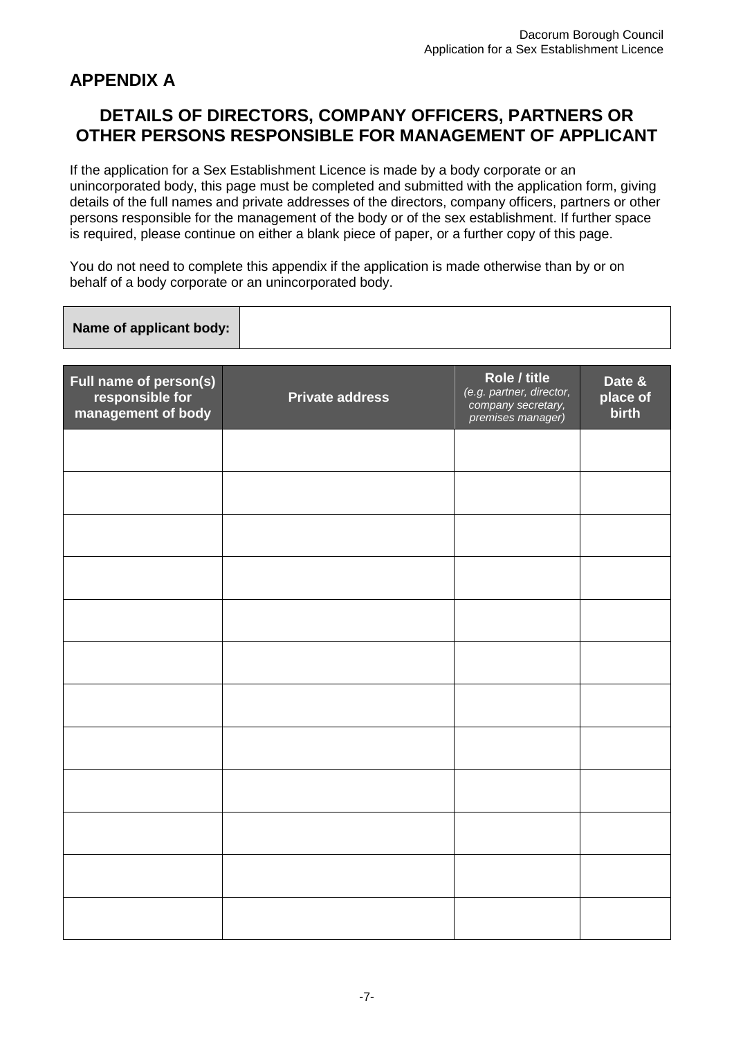## APPENDIX A

## DETAILS OF DIRECTORS, COMPANY OFFICERS, PARTNERS OR OTHER PERSONS RESPONSIBLE FOR MANAGEMENT OF APPLICANT

If the application for a Sex Establishment Licence is made by a body corporate or an unincorporated body, this page must be completed and submitted with the application form, giving details of the full names and private addresses of the directors, company officers, partners or other persons responsible for the management of the body or of the sex establishment. If further space is required, please continue on either a blank piece of paper, or a further copy of this page.

You do not need to complete this appendix if the application is made otherwise than by or on behalf of a body corporate or an unincorporated body.

| **Name of applicant body:** | |
|---|---|

| Full name of person(s) responsible for management of body | Private address | Role / title *(e.g. partner, director, company secretary, premises manager)* | Date & place of birth |
|---|---|---|---|
| | | | |
| | | | |
| | | | |
| | | | |
| | | | |
| | | | |
| | | | |
| | | | |
| | | | |
| | | | |
| | | | |
| | | | |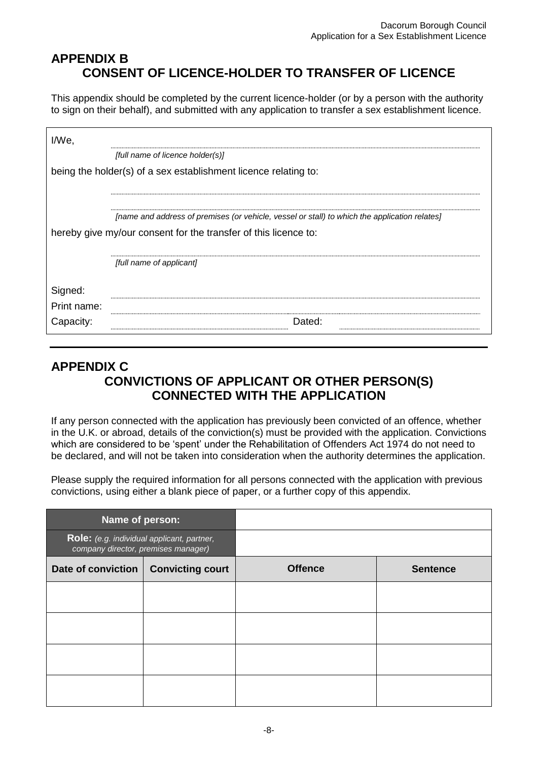## APPENDIX B
## CONSENT OF LICENCE-HOLDER TO TRANSFER OF LICENCE

This appendix should be completed by the current licence-holder (or by a person with the authority to sign on their behalf), and submitted with any application to transfer a sex establishment licence.

I/We, ..............................................................................................................

*[full name of licence holder(s)]*

being the holder(s) of a sex establishment licence relating to:

..............................................................................................................

..............................................................................................................

*[name and address of premises (or vehicle, vessel or stall) to which the application relates]*

hereby give my/our consent for the transfer of this licence to:

..............................................................................................................

*[full name of applicant]*

Signed: ..............................................................................................................

Print name: ..............................................................................................................

Capacity: .................................................... Dated: ....................................................

---

## APPENDIX C
## CONVICTIONS OF APPLICANT OR OTHER PERSON(S) CONNECTED WITH THE APPLICATION

If any person connected with the application has previously been convicted of an offence, whether in the U.K. or abroad, details of the conviction(s) must be provided with the application. Convictions which are considered to be 'spent' under the Rehabilitation of Offenders Act 1974 do not need to be declared, and will not be taken into consideration when the authority determines the application.

Please supply the required information for all persons connected with the application with previous convictions, using either a blank piece of paper, or a further copy of this appendix.

| **Name of person:** | | | |
|---|---|---|---|
| **Role:** *(e.g. individual applicant, partner, company director, premises manager)* | | | |
| **Date of conviction** | **Convicting court** | **Offence** | **Sentence** |
| | | | |
| | | | |
| | | | |
| | | | |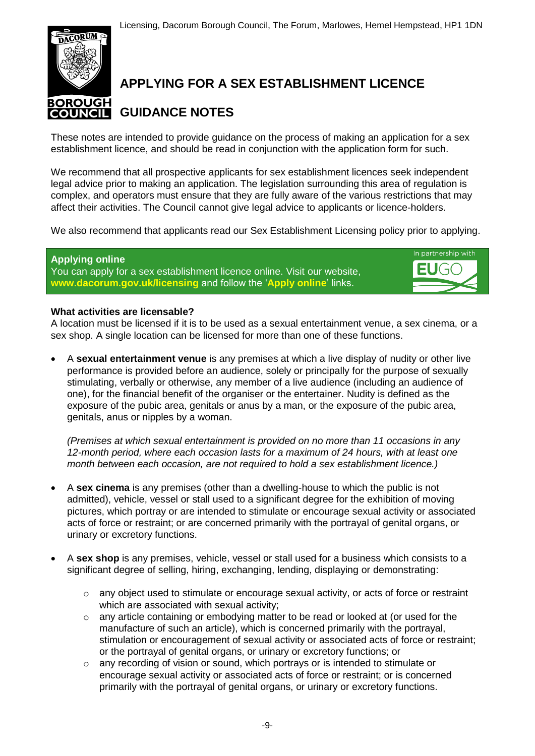Licensing, Dacorum Borough Council, The Forum, Marlowes, Hemel Hempstead, HP1 1DN

# APPLYING FOR A SEX ESTABLISHMENT LICENCE

# GUIDANCE NOTES

These notes are intended to provide guidance on the process of making an application for a sex establishment licence, and should be read in conjunction with the application form for such.

We recommend that all prospective applicants for sex establishment licences seek independent legal advice prior to making an application. The legislation surrounding this area of regulation is complex, and operators must ensure that they are fully aware of the various restrictions that may affect their activities. The Council cannot give legal advice to applicants or licence-holders.

We also recommend that applicants read our Sex Establishment Licensing policy prior to applying.

**Applying online**
You can apply for a sex establishment licence online. Visit our website, **www.dacorum.gov.uk/licensing** and follow the '**Apply online**' links.

In partnership with EUGO

**What activities are licensable?**
A location must be licensed if it is to be used as a sexual entertainment venue, a sex cinema, or a sex shop. A single location can be licensed for more than one of these functions.

- A **sexual entertainment venue** is any premises at which a live display of nudity or other live performance is provided before an audience, solely or principally for the purpose of sexually stimulating, verbally or otherwise, any member of a live audience (including an audience of one), for the financial benefit of the organiser or the entertainer. Nudity is defined as the exposure of the pubic area, genitals or anus by a man, or the exposure of the pubic area, genitals, anus or nipples by a woman.

  *(Premises at which sexual entertainment is provided on no more than 11 occasions in any 12-month period, where each occasion lasts for a maximum of 24 hours, with at least one month between each occasion, are not required to hold a sex establishment licence.)*

- A **sex cinema** is any premises (other than a dwelling-house to which the public is not admitted), vehicle, vessel or stall used to a significant degree for the exhibition of moving pictures, which portray or are intended to stimulate or encourage sexual activity or associated acts of force or restraint; or are concerned primarily with the portrayal of genital organs, or urinary or excretory functions.

- A **sex shop** is any premises, vehicle, vessel or stall used for a business which consists to a significant degree of selling, hiring, exchanging, lending, displaying or demonstrating:

  - any object used to stimulate or encourage sexual activity, or acts of force or restraint which are associated with sexual activity;
  - any article containing or embodying matter to be read or looked at (or used for the manufacture of such an article), which is concerned primarily with the portrayal, stimulation or encouragement of sexual activity or associated acts of force or restraint; or the portrayal of genital organs, or urinary or excretory functions; or
  - any recording of vision or sound, which portrays or is intended to stimulate or encourage sexual activity or associated acts of force or restraint; or is concerned primarily with the portrayal of genital organs, or urinary or excretory functions.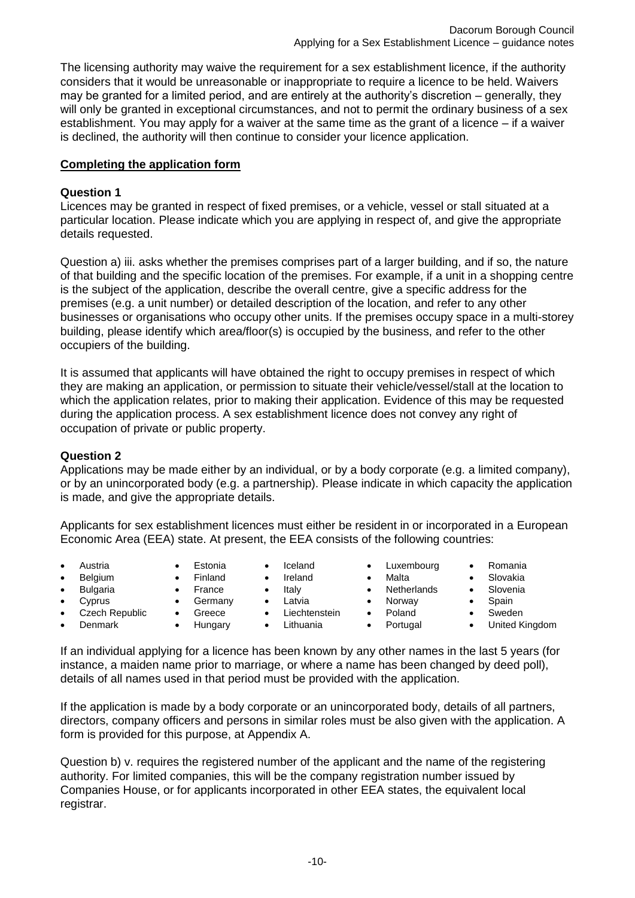The licensing authority may waive the requirement for a sex establishment licence, if the authority considers that it would be unreasonable or inappropriate to require a licence to be held. Waivers may be granted for a limited period, and are entirely at the authority's discretion – generally, they will only be granted in exceptional circumstances, and not to permit the ordinary business of a sex establishment. You may apply for a waiver at the same time as the grant of a licence – if a waiver is declined, the authority will then continue to consider your licence application.

## Completing the application form

### Question 1

Licences may be granted in respect of fixed premises, or a vehicle, vessel or stall situated at a particular location. Please indicate which you are applying in respect of, and give the appropriate details requested.

Question a) iii. asks whether the premises comprises part of a larger building, and if so, the nature of that building and the specific location of the premises. For example, if a unit in a shopping centre is the subject of the application, describe the overall centre, give a specific address for the premises (e.g. a unit number) or detailed description of the location, and refer to any other businesses or organisations who occupy other units. If the premises occupy space in a multi-storey building, please identify which area/floor(s) is occupied by the business, and refer to the other occupiers of the building.

It is assumed that applicants will have obtained the right to occupy premises in respect of which they are making an application, or permission to situate their vehicle/vessel/stall at the location to which the application relates, prior to making their application. Evidence of this may be requested during the application process. A sex establishment licence does not convey any right of occupation of private or public property.

### Question 2

Applications may be made either by an individual, or by a body corporate (e.g. a limited company), or by an unincorporated body (e.g. a partnership). Please indicate in which capacity the application is made, and give the appropriate details.

Applicants for sex establishment licences must either be resident in or incorporated in a European Economic Area (EEA) state. At present, the EEA consists of the following countries:

- Austria
- Belgium
- Bulgaria
- Cyprus
- Czech Republic
- Denmark
- Estonia
- Finland
- France
- Germany
- Greece
- Hungary
- Iceland
- Ireland
- Italy
- Latvia
- Liechtenstein
- Lithuania
- Luxembourg
- Malta
- Netherlands
- Norway
- Poland
- Portugal
- Romania
- Slovakia
- Slovenia
- Spain
- Sweden
- United Kingdom

If an individual applying for a licence has been known by any other names in the last 5 years (for instance, a maiden name prior to marriage, or where a name has been changed by deed poll), details of all names used in that period must be provided with the application.

If the application is made by a body corporate or an unincorporated body, details of all partners, directors, company officers and persons in similar roles must be also given with the application. A form is provided for this purpose, at Appendix A.

Question b) v. requires the registered number of the applicant and the name of the registering authority. For limited companies, this will be the company registration number issued by Companies House, or for applicants incorporated in other EEA states, the equivalent local registrar.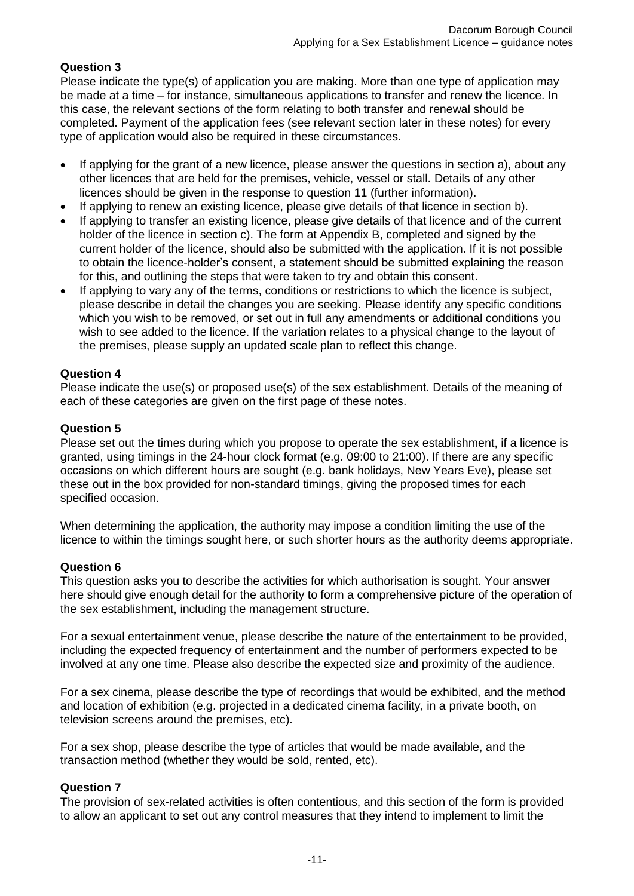**Question 3**

Please indicate the type(s) of application you are making. More than one type of application may be made at a time – for instance, simultaneous applications to transfer and renew the licence. In this case, the relevant sections of the form relating to both transfer and renewal should be completed. Payment of the application fees (see relevant section later in these notes) for every type of application would also be required in these circumstances.

- If applying for the grant of a new licence, please answer the questions in section a), about any other licences that are held for the premises, vehicle, vessel or stall. Details of any other licences should be given in the response to question 11 (further information).
- If applying to renew an existing licence, please give details of that licence in section b).
- If applying to transfer an existing licence, please give details of that licence and of the current holder of the licence in section c). The form at Appendix B, completed and signed by the current holder of the licence, should also be submitted with the application. If it is not possible to obtain the licence-holder's consent, a statement should be submitted explaining the reason for this, and outlining the steps that were taken to try and obtain this consent.
- If applying to vary any of the terms, conditions or restrictions to which the licence is subject, please describe in detail the changes you are seeking. Please identify any specific conditions which you wish to be removed, or set out in full any amendments or additional conditions you wish to see added to the licence. If the variation relates to a physical change to the layout of the premises, please supply an updated scale plan to reflect this change.

**Question 4**

Please indicate the use(s) or proposed use(s) of the sex establishment. Details of the meaning of each of these categories are given on the first page of these notes.

**Question 5**

Please set out the times during which you propose to operate the sex establishment, if a licence is granted, using timings in the 24-hour clock format (e.g. 09:00 to 21:00). If there are any specific occasions on which different hours are sought (e.g. bank holidays, New Years Eve), please set these out in the box provided for non-standard timings, giving the proposed times for each specified occasion.

When determining the application, the authority may impose a condition limiting the use of the licence to within the timings sought here, or such shorter hours as the authority deems appropriate.

**Question 6**

This question asks you to describe the activities for which authorisation is sought. Your answer here should give enough detail for the authority to form a comprehensive picture of the operation of the sex establishment, including the management structure.

For a sexual entertainment venue, please describe the nature of the entertainment to be provided, including the expected frequency of entertainment and the number of performers expected to be involved at any one time. Please also describe the expected size and proximity of the audience.

For a sex cinema, please describe the type of recordings that would be exhibited, and the method and location of exhibition (e.g. projected in a dedicated cinema facility, in a private booth, on television screens around the premises, etc).

For a sex shop, please describe the type of articles that would be made available, and the transaction method (whether they would be sold, rented, etc).

**Question 7**

The provision of sex-related activities is often contentious, and this section of the form is provided to allow an applicant to set out any control measures that they intend to implement to limit the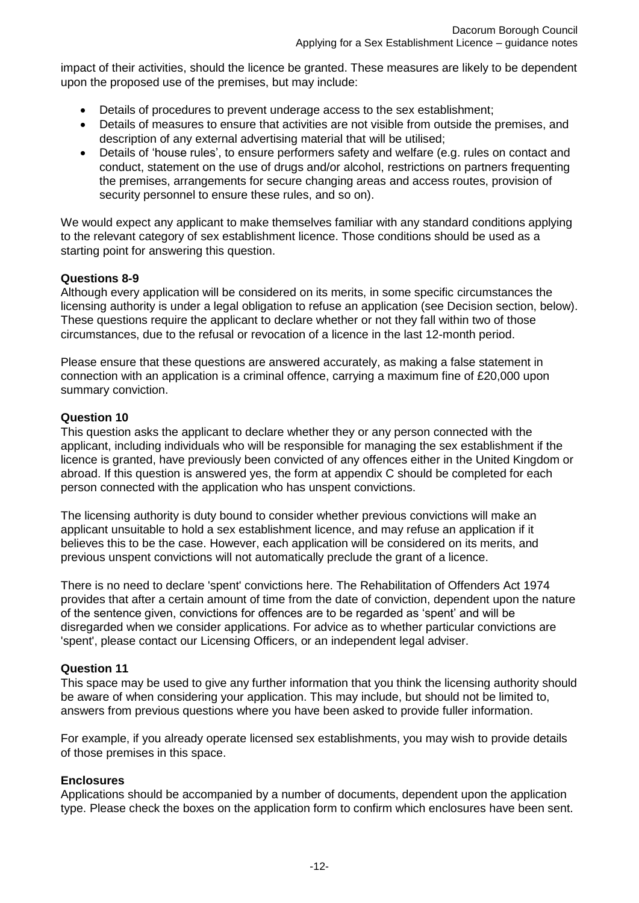impact of their activities, should the licence be granted. These measures are likely to be dependent upon the proposed use of the premises, but may include:

- Details of procedures to prevent underage access to the sex establishment;
- Details of measures to ensure that activities are not visible from outside the premises, and description of any external advertising material that will be utilised;
- Details of 'house rules', to ensure performers safety and welfare (e.g. rules on contact and conduct, statement on the use of drugs and/or alcohol, restrictions on partners frequenting the premises, arrangements for secure changing areas and access routes, provision of security personnel to ensure these rules, and so on).

We would expect any applicant to make themselves familiar with any standard conditions applying to the relevant category of sex establishment licence. Those conditions should be used as a starting point for answering this question.

**Questions 8-9**

Although every application will be considered on its merits, in some specific circumstances the licensing authority is under a legal obligation to refuse an application (see Decision section, below). These questions require the applicant to declare whether or not they fall within two of those circumstances, due to the refusal or revocation of a licence in the last 12-month period.

Please ensure that these questions are answered accurately, as making a false statement in connection with an application is a criminal offence, carrying a maximum fine of £20,000 upon summary conviction.

**Question 10**

This question asks the applicant to declare whether they or any person connected with the applicant, including individuals who will be responsible for managing the sex establishment if the licence is granted, have previously been convicted of any offences either in the United Kingdom or abroad. If this question is answered yes, the form at appendix C should be completed for each person connected with the application who has unspent convictions.

The licensing authority is duty bound to consider whether previous convictions will make an applicant unsuitable to hold a sex establishment licence, and may refuse an application if it believes this to be the case. However, each application will be considered on its merits, and previous unspent convictions will not automatically preclude the grant of a licence.

There is no need to declare 'spent' convictions here. The Rehabilitation of Offenders Act 1974 provides that after a certain amount of time from the date of conviction, dependent upon the nature of the sentence given, convictions for offences are to be regarded as 'spent' and will be disregarded when we consider applications. For advice as to whether particular convictions are 'spent', please contact our Licensing Officers, or an independent legal adviser.

**Question 11**

This space may be used to give any further information that you think the licensing authority should be aware of when considering your application. This may include, but should not be limited to, answers from previous questions where you have been asked to provide fuller information.

For example, if you already operate licensed sex establishments, you may wish to provide details of those premises in this space.

**Enclosures**

Applications should be accompanied by a number of documents, dependent upon the application type. Please check the boxes on the application form to confirm which enclosures have been sent.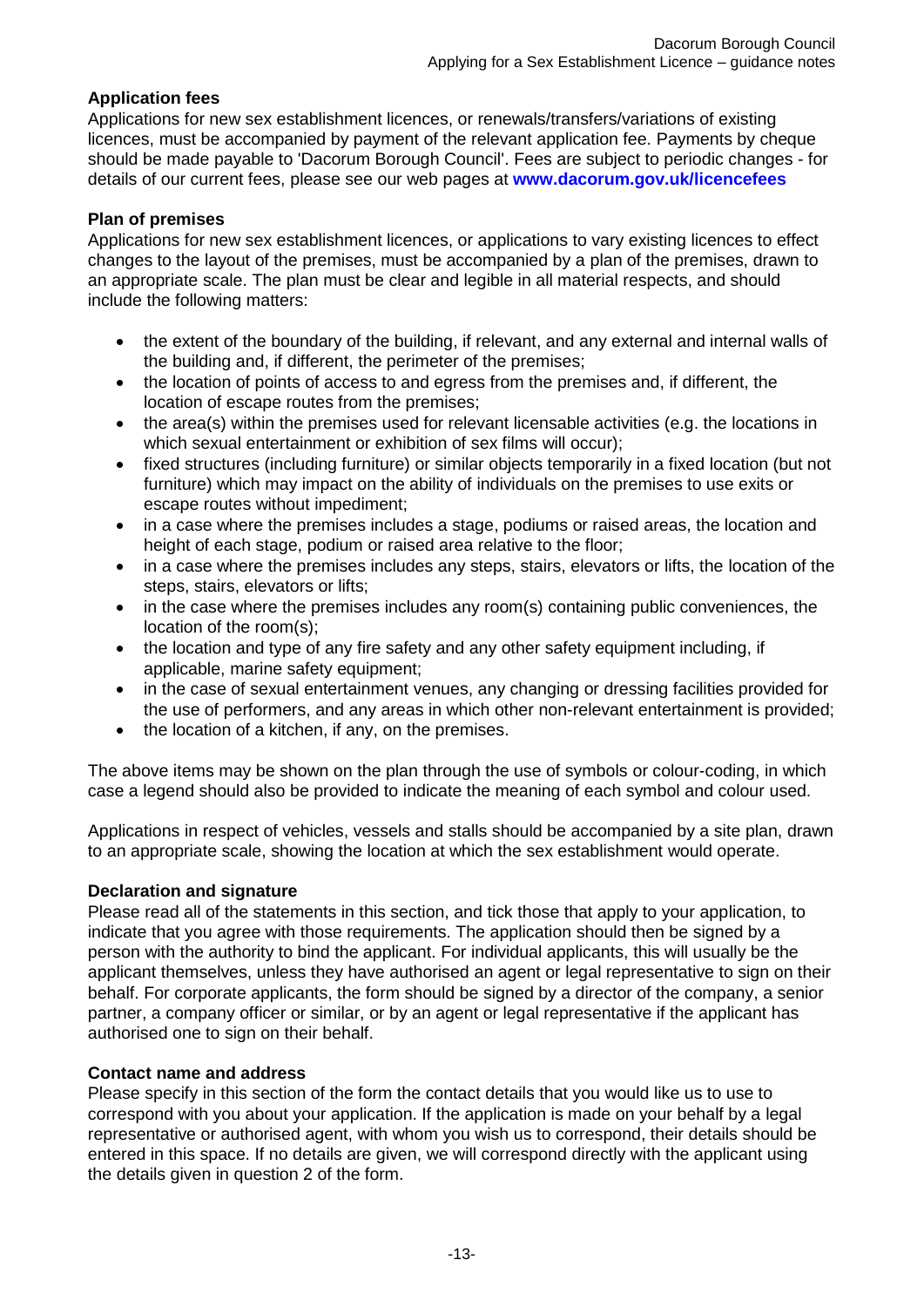## Application fees

Applications for new sex establishment licences, or renewals/transfers/variations of existing licences, must be accompanied by payment of the relevant application fee. Payments by cheque should be made payable to 'Dacorum Borough Council'. Fees are subject to periodic changes - for details of our current fees, please see our web pages at **www.dacorum.gov.uk/licencefees**

## Plan of premises

Applications for new sex establishment licences, or applications to vary existing licences to effect changes to the layout of the premises, must be accompanied by a plan of the premises, drawn to an appropriate scale. The plan must be clear and legible in all material respects, and should include the following matters:

- the extent of the boundary of the building, if relevant, and any external and internal walls of the building and, if different, the perimeter of the premises;
- the location of points of access to and egress from the premises and, if different, the location of escape routes from the premises;
- the area(s) within the premises used for relevant licensable activities (e.g. the locations in which sexual entertainment or exhibition of sex films will occur);
- fixed structures (including furniture) or similar objects temporarily in a fixed location (but not furniture) which may impact on the ability of individuals on the premises to use exits or escape routes without impediment;
- in a case where the premises includes a stage, podiums or raised areas, the location and height of each stage, podium or raised area relative to the floor;
- in a case where the premises includes any steps, stairs, elevators or lifts, the location of the steps, stairs, elevators or lifts;
- in the case where the premises includes any room(s) containing public conveniences, the location of the room(s);
- the location and type of any fire safety and any other safety equipment including, if applicable, marine safety equipment;
- in the case of sexual entertainment venues, any changing or dressing facilities provided for the use of performers, and any areas in which other non-relevant entertainment is provided;
- the location of a kitchen, if any, on the premises.

The above items may be shown on the plan through the use of symbols or colour-coding, in which case a legend should also be provided to indicate the meaning of each symbol and colour used.

Applications in respect of vehicles, vessels and stalls should be accompanied by a site plan, drawn to an appropriate scale, showing the location at which the sex establishment would operate.

## Declaration and signature

Please read all of the statements in this section, and tick those that apply to your application, to indicate that you agree with those requirements. The application should then be signed by a person with the authority to bind the applicant. For individual applicants, this will usually be the applicant themselves, unless they have authorised an agent or legal representative to sign on their behalf. For corporate applicants, the form should be signed by a director of the company, a senior partner, a company officer or similar, or by an agent or legal representative if the applicant has authorised one to sign on their behalf.

## Contact name and address

Please specify in this section of the form the contact details that you would like us to use to correspond with you about your application. If the application is made on your behalf by a legal representative or authorised agent, with whom you wish us to correspond, their details should be entered in this space. If no details are given, we will correspond directly with the applicant using the details given in question 2 of the form.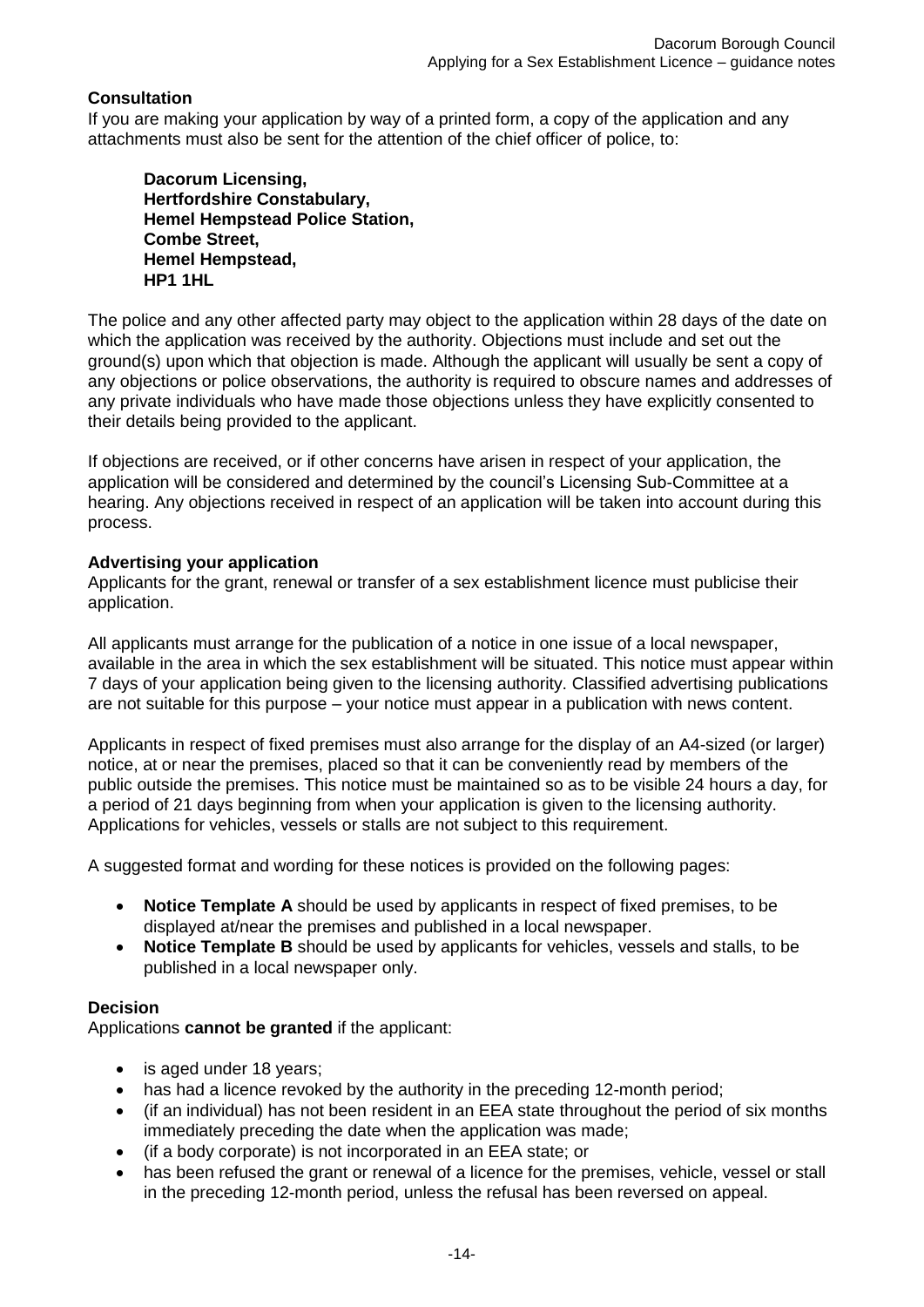**Consultation**
If you are making your application by way of a printed form, a copy of the application and any attachments must also be sent for the attention of the chief officer of police, to:

> **Dacorum Licensing,**
> **Hertfordshire Constabulary,**
> **Hemel Hempstead Police Station,**
> **Combe Street,**
> **Hemel Hempstead,**
> **HP1 1HL**

The police and any other affected party may object to the application within 28 days of the date on which the application was received by the authority. Objections must include and set out the ground(s) upon which that objection is made. Although the applicant will usually be sent a copy of any objections or police observations, the authority is required to obscure names and addresses of any private individuals who have made those objections unless they have explicitly consented to their details being provided to the applicant.

If objections are received, or if other concerns have arisen in respect of your application, the application will be considered and determined by the council's Licensing Sub-Committee at a hearing. Any objections received in respect of an application will be taken into account during this process.

**Advertising your application**
Applicants for the grant, renewal or transfer of a sex establishment licence must publicise their application.

All applicants must arrange for the publication of a notice in one issue of a local newspaper, available in the area in which the sex establishment will be situated. This notice must appear within 7 days of your application being given to the licensing authority. Classified advertising publications are not suitable for this purpose – your notice must appear in a publication with news content.

Applicants in respect of fixed premises must also arrange for the display of an A4-sized (or larger) notice, at or near the premises, placed so that it can be conveniently read by members of the public outside the premises. This notice must be maintained so as to be visible 24 hours a day, for a period of 21 days beginning from when your application is given to the licensing authority. Applications for vehicles, vessels or stalls are not subject to this requirement.

A suggested format and wording for these notices is provided on the following pages:

- **Notice Template A** should be used by applicants in respect of fixed premises, to be displayed at/near the premises and published in a local newspaper.
- **Notice Template B** should be used by applicants for vehicles, vessels and stalls, to be published in a local newspaper only.

**Decision**
Applications **cannot be granted** if the applicant:

- is aged under 18 years;
- has had a licence revoked by the authority in the preceding 12-month period;
- (if an individual) has not been resident in an EEA state throughout the period of six months immediately preceding the date when the application was made;
- (if a body corporate) is not incorporated in an EEA state; or
- has been refused the grant or renewal of a licence for the premises, vehicle, vessel or stall in the preceding 12-month period, unless the refusal has been reversed on appeal.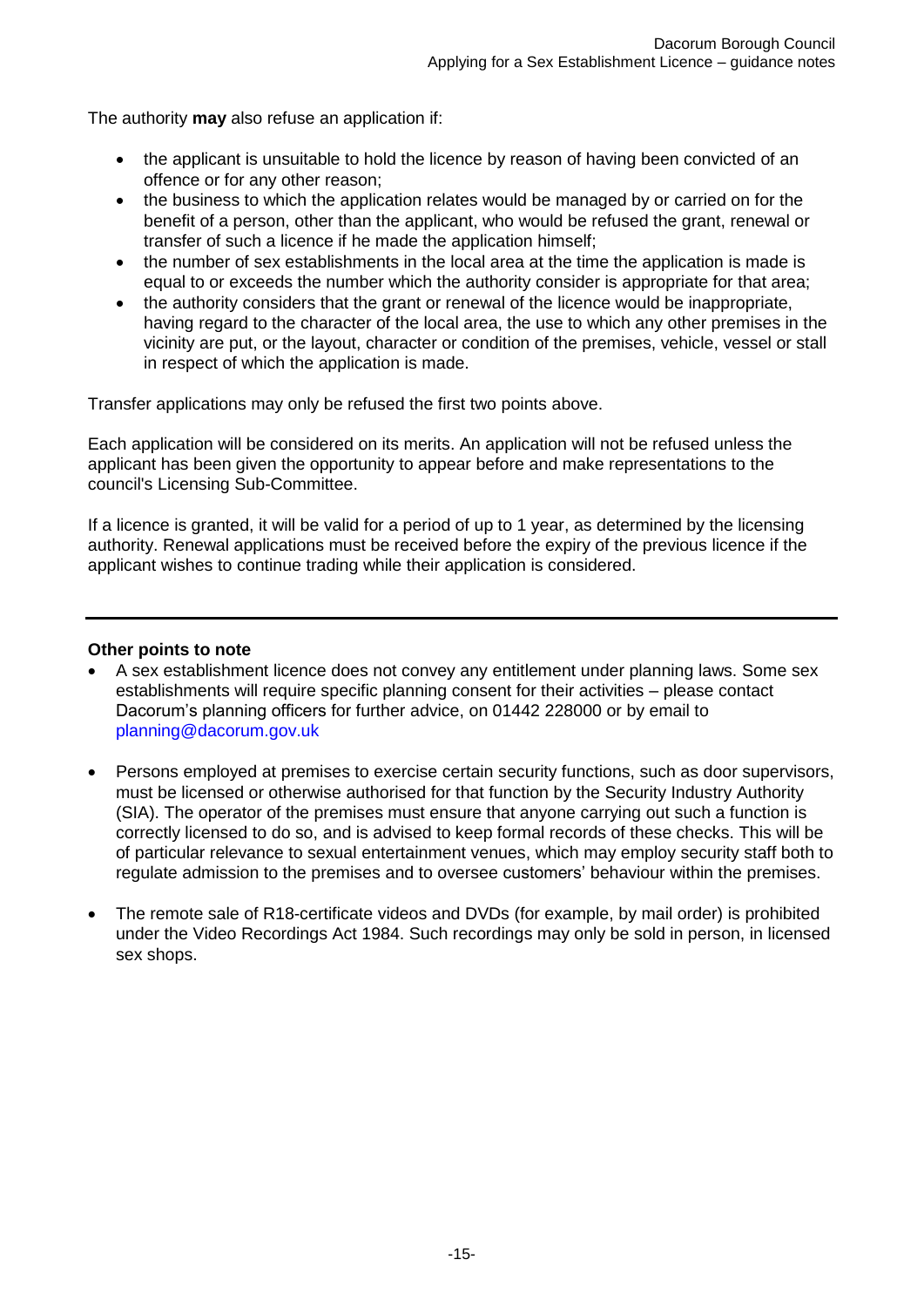The authority **may** also refuse an application if:

- the applicant is unsuitable to hold the licence by reason of having been convicted of an offence or for any other reason;
- the business to which the application relates would be managed by or carried on for the benefit of a person, other than the applicant, who would be refused the grant, renewal or transfer of such a licence if he made the application himself;
- the number of sex establishments in the local area at the time the application is made is equal to or exceeds the number which the authority consider is appropriate for that area;
- the authority considers that the grant or renewal of the licence would be inappropriate, having regard to the character of the local area, the use to which any other premises in the vicinity are put, or the layout, character or condition of the premises, vehicle, vessel or stall in respect of which the application is made.

Transfer applications may only be refused the first two points above.

Each application will be considered on its merits. An application will not be refused unless the applicant has been given the opportunity to appear before and make representations to the council's Licensing Sub-Committee.

If a licence is granted, it will be valid for a period of up to 1 year, as determined by the licensing authority. Renewal applications must be received before the expiry of the previous licence if the applicant wishes to continue trading while their application is considered.

---

**Other points to note**

- A sex establishment licence does not convey any entitlement under planning laws. Some sex establishments will require specific planning consent for their activities – please contact Dacorum's planning officers for further advice, on 01442 228000 or by email to planning@dacorum.gov.uk

- Persons employed at premises to exercise certain security functions, such as door supervisors, must be licensed or otherwise authorised for that function by the Security Industry Authority (SIA). The operator of the premises must ensure that anyone carrying out such a function is correctly licensed to do so, and is advised to keep formal records of these checks. This will be of particular relevance to sexual entertainment venues, which may employ security staff both to regulate admission to the premises and to oversee customers' behaviour within the premises.

- The remote sale of R18-certificate videos and DVDs (for example, by mail order) is prohibited under the Video Recordings Act 1984. Such recordings may only be sold in person, in licensed sex shops.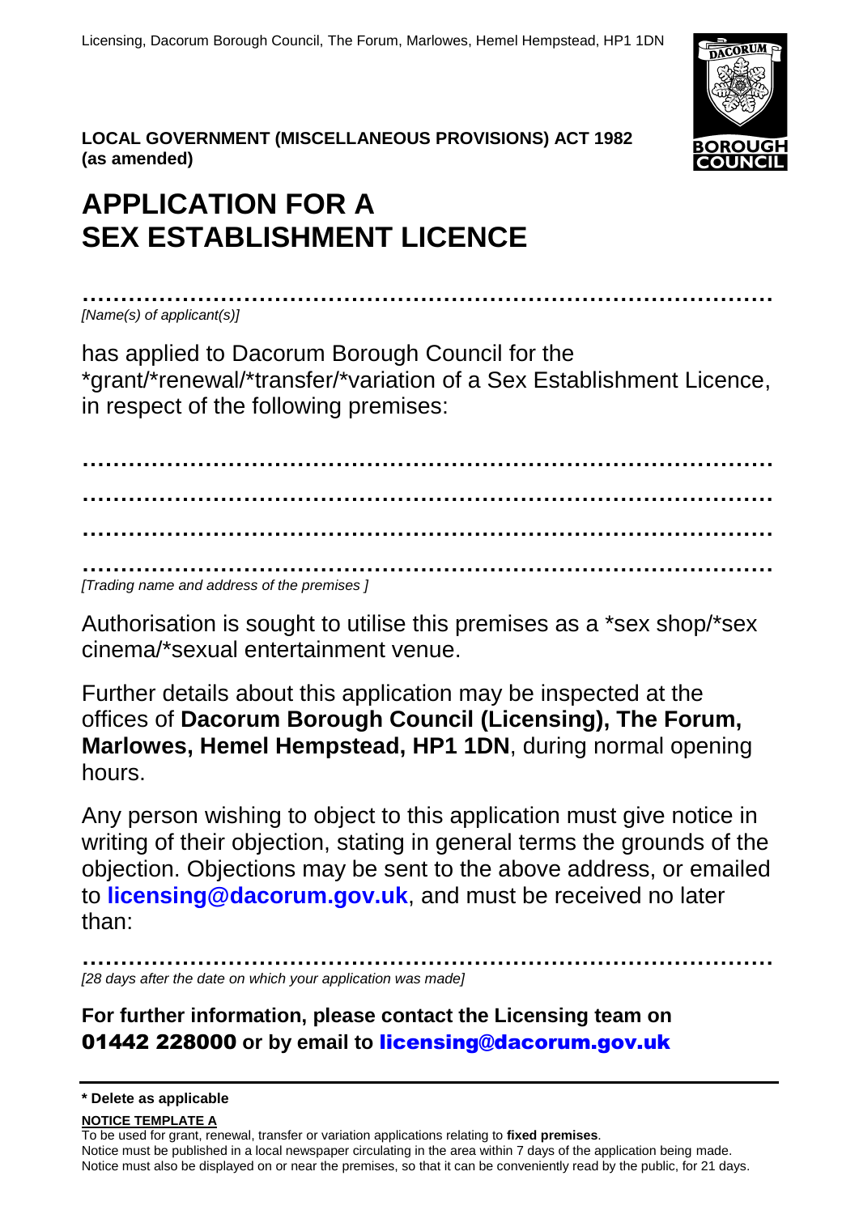Licensing, Dacorum Borough Council, The Forum, Marlowes, Hemel Hempstead, HP1 1DN

**LOCAL GOVERNMENT (MISCELLANEOUS PROVISIONS) ACT 1982 (as amended)**

# APPLICATION FOR A SEX ESTABLISHMENT LICENCE

…………………………………………………………………………………
*[Name(s) of applicant(s)]*

has applied to Dacorum Borough Council for the *grant/*renewal/*transfer/*variation of a Sex Establishment Licence, in respect of the following premises:

…………………………………………………………………………………

…………………………………………………………………………………

…………………………………………………………………………………

…………………………………………………………………………………
*[Trading name and address of the premises ]*

Authorisation is sought to utilise this premises as a *sex shop/*sex cinema/*sexual entertainment venue.

Further details about this application may be inspected at the offices of **Dacorum Borough Council (Licensing), The Forum, Marlowes, Hemel Hempstead, HP1 1DN**, during normal opening hours.

Any person wishing to object to this application must give notice in writing of their objection, stating in general terms the grounds of the objection. Objections may be sent to the above address, or emailed to **licensing@dacorum.gov.uk**, and must be received no later than:

…………………………………………………………………………………
*[28 days after the date on which your application was made]*

**For further information, please contact the Licensing team on 01442 228000 or by email to licensing@dacorum.gov.uk**

---

**\* Delete as applicable**

**NOTICE TEMPLATE A**

To be used for grant, renewal, transfer or variation applications relating to **fixed premises**.
Notice must be published in a local newspaper circulating in the area within 7 days of the application being made.
Notice must also be displayed on or near the premises, so that it can be conveniently read by the public, for 21 days.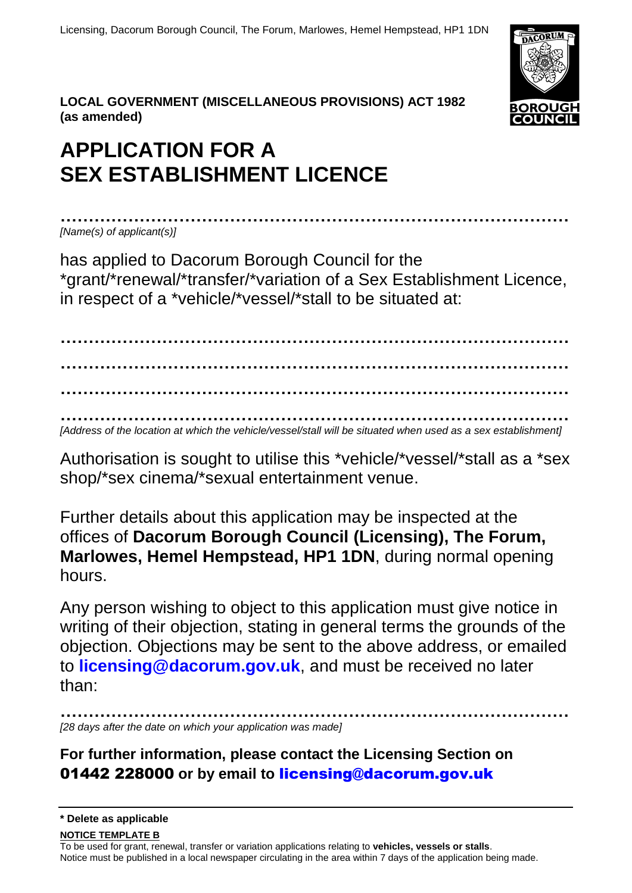Licensing, Dacorum Borough Council, The Forum, Marlowes, Hemel Hempstead, HP1 1DN

**LOCAL GOVERNMENT (MISCELLANEOUS PROVISIONS) ACT 1982 (as amended)**

# APPLICATION FOR A SEX ESTABLISHMENT LICENCE

……………………………………………………………………………………
*[Name(s) of applicant(s)]*

has applied to Dacorum Borough Council for the *grant/*renewal/*transfer/*variation of a Sex Establishment Licence, in respect of a *vehicle/*vessel/*stall to be situated at:

……………………………………………………………………………………
……………………………………………………………………………………
……………………………………………………………………………………
……………………………………………………………………………………
*[Address of the location at which the vehicle/vessel/stall will be situated when used as a sex establishment]*

Authorisation is sought to utilise this *vehicle/*vessel/*stall as a *sex shop/*sex cinema/*sexual entertainment venue.

Further details about this application may be inspected at the offices of **Dacorum Borough Council (Licensing), The Forum, Marlowes, Hemel Hempstead, HP1 1DN**, during normal opening hours.

Any person wishing to object to this application must give notice in writing of their objection, stating in general terms the grounds of the objection. Objections may be sent to the above address, or emailed to **licensing@dacorum.gov.uk**, and must be received no later than:

……………………………………………………………………………………
*[28 days after the date on which your application was made]*

**For further information, please contact the Licensing Section on 01442 228000 or by email to licensing@dacorum.gov.uk**

**\* Delete as applicable**

**NOTICE TEMPLATE B**

To be used for grant, renewal, transfer or variation applications relating to **vehicles, vessels or stalls**.
Notice must be published in a local newspaper circulating in the area within 7 days of the application being made.